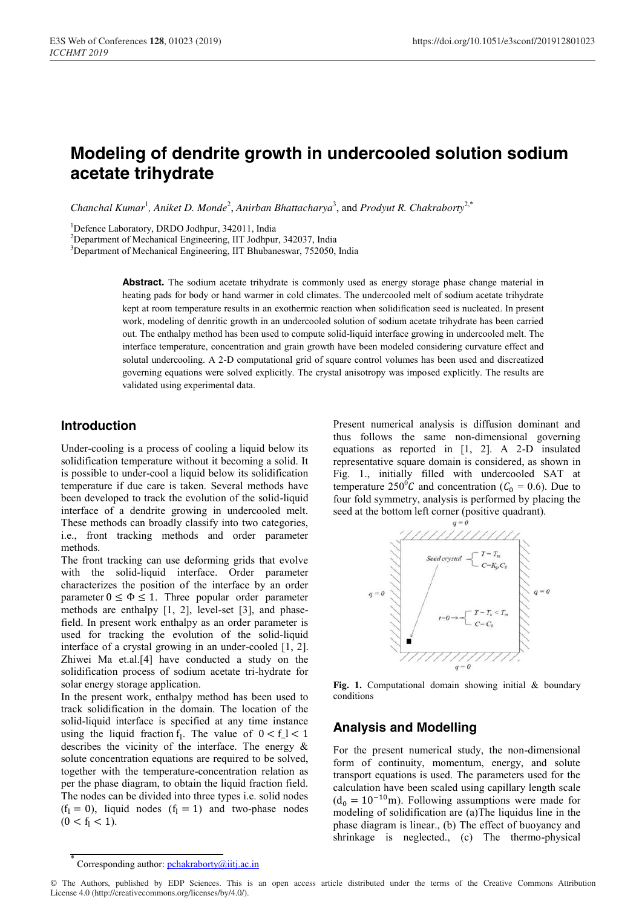# Modeling of dendrite growth in undercooled solution sodium acetate trihydrate

*Chanchal Kumar*[1], *Aniket D. Monde*[2], *Anirban Bhattacharya*[3], and *Prodyut R. Chakraborty*[2,*]

[1]Defence Laboratory, DRDO Jodhpur, 342011, India
[2]Department of Mechanical Engineering, IIT Jodhpur, 342037, India
[3]Department of Mechanical Engineering, IIT Bhubaneswar, 752050, India

**Abstract.** The sodium acetate trihydrate is commonly used as energy storage phase change material in heating pads for body or hand warmer in cold climates. The undercooled melt of sodium acetate trihydrate kept at room temperature results in an exothermic reaction when solidification seed is nucleated. In present work, modeling of denritic growth in an undercooled solution of sodium acetate trihydrate has been carried out. The enthalpy method has been used to compute solid-liquid interface growing in undercooled melt. The interface temperature, concentration and grain growth have been modeled considering curvature effect and solutal undercooling. A 2-D computational grid of square control volumes has been used and discreatized governing equations were solved explicitly. The crystal anisotropy was imposed explicitly. The results are validated using experimental data.

## Introduction

Under-cooling is a process of cooling a liquid below its solidification temperature without it becoming a solid. It is possible to under-cool a liquid below its solidification temperature if due care is taken. Several methods have been developed to track the evolution of the solid-liquid interface of a dendrite growing in undercooled melt. These methods can broadly classify into two categories, i.e., front tracking methods and order parameter methods.

The front tracking can use deforming grids that evolve with the solid-liquid interface. Order parameter characterizes the position of the interface by an order parameter $0 \leq \Phi \leq 1$. Three popular order parameter methods are enthalpy [1, 2], level-set [3], and phase-field. In present work enthalpy as an order parameter is used for tracking the evolution of the solid-liquid interface of a crystal growing in an under-cooled [1, 2]. Zhiwei Ma et.al.[4] have conducted a study on the solidification process of sodium acetate tri-hydrate for solar energy storage application.

In the present work, enthalpy method has been used to track solidification in the domain. The location of the solid-liquid interface is specified at any time instance using the liquid fraction $f_l$. The value of $0 < f_l < 1$ describes the vicinity of the interface. The energy & solute concentration equations are required to be solved, together with the temperature-concentration relation as per the phase diagram, to obtain the liquid fraction field. The nodes can be divided into three types i.e. solid nodes ($f_l = 0$), liquid nodes ($f_l = 1$) and two-phase nodes ($0 < f_l < 1$).

Present numerical analysis is diffusion dominant and thus follows the same non-dimensional governing equations as reported in [1, 2]. A 2-D insulated representative square domain is considered, as shown in Fig. 1., initially filled with undercooled SAT at temperature $250^0C$ and concentration ($C_0$ = 0.6). Due to four fold symmetry, analysis is performed by placing the seed at the bottom left corner (positive quadrant).

**Fig. 1.** Computational domain showing initial & boundary conditions

## Analysis and Modelling

For the present numerical study, the non-dimensional form of continuity, momentum, energy, and solute transport equations is used. The parameters used for the calculation have been scaled using capillary length scale ($d_0 = 10^{-10}$m). Following assumptions were made for modeling of solidification are (a)The liquidus line in the phase diagram is linear., (b) The effect of buoyancy and shrinkage is neglected., (c) The thermo-physical

* Corresponding author: pchakraborty@iitj.ac.in

© The Authors, published by EDP Sciences. This is an open access article distributed under the terms of the Creative Commons Attribution License 4.0 (http://creativecommons.org/licenses/by/4.0/).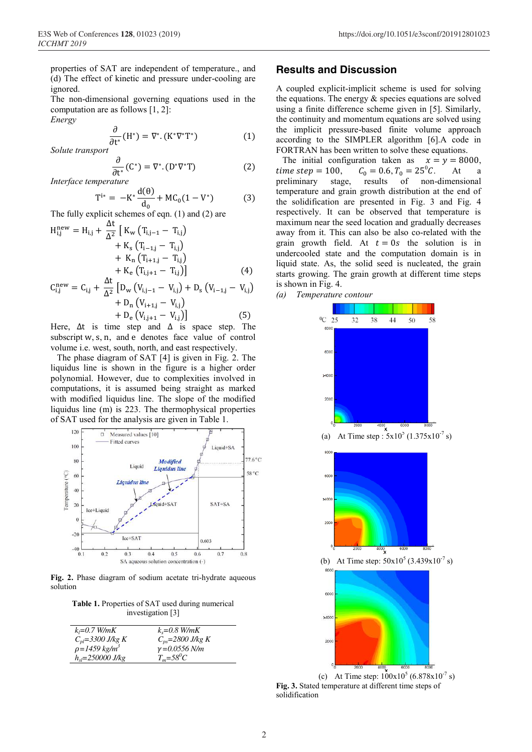properties of SAT are independent of temperature., and (d) The effect of kinetic and pressure under-cooling are ignored.

The non-dimensional governing equations used in the computation are as follows [1, 2]:

*Energy*

$$\frac{\partial}{\partial t^*}(H^*) = \nabla^*.(K^*\nabla^*T^*) \quad (1)$$

*Solute transport*

$$\frac{\partial}{\partial t^*}(C^*) = \nabla^*.(D^*\nabla^*T) \quad (2)$$

*Interface temperature*

$$T^{i*} = -K^*\frac{d(\theta)}{d_0} + MC_0(1 - V^*) \quad (3)$$

The fully explicit schemes of eqn. (1) and (2) are

$$H_{i,j}^{new} = H_{i,j} + \frac{\Delta t}{\Delta^2}\left[K_w\left(T_{i,j-1} - T_{i,j}\right) + K_s\left(T_{i-1,j} - T_{i,j}\right) + K_n\left(T_{i+1,j} - T_{i,j}\right) + K_e\left(T_{i,j+1} - T_{i,j}\right)\right] \quad (4)$$

$$C_{i,j}^{new} = C_{i,j} + \frac{\Delta t}{\Delta^2}\left[D_w\left(V_{i,j-1} - V_{i,j}\right) + D_s\left(V_{i-1,j} - V_{i,j}\right) + D_n\left(V_{i+1,j} - V_{i,j}\right) + D_e\left(V_{i,j+1} - V_{i,j}\right)\right] \quad (5)$$

Here, $\Delta t$ is time step and $\Delta$ is space step. The subscript w, s, n, and e denotes face value of control volume i.e. west, south, north, and east respectively.

The phase diagram of SAT [4] is given in Fig. 2. The liquidus line is shown in the figure is a higher order polynomial. However, due to complexities involved in computations, it is assumed being straight as marked with modified liquidus line. The slope of the modified liquidus line (m) is 223. The thermophysical properties of SAT used for the analysis are given in Table 1.

**Fig. 2.** Phase diagram of sodium acetate tri-hydrate aqueous solution

**Table 1.** Properties of SAT used during numerical investigation [3]

| | |
|---|---|
| $k_l$=0.7 W/mK | $k_s$=0.8 W/mK |
| $C_{pl}$=3300 J/kg K | $C_{ps}$=2800 J/kg K |
| $\rho$=1459 kg/m$^3$ | $\gamma$=0.0556 N/m |
| $h_{sl}$=250000 J/kg | $T_m$=58$^0$C |

## Results and Discussion

A coupled explicit-implicit scheme is used for solving the equations. The energy & species equations are solved using a finite difference scheme given in [5]. Similarly, the continuity and momentum equations are solved using the implicit pressure-based finite volume approach according to the SIMPLER algorithm [6].A code in FORTRAN has been written to solve these equations.

The initial configuration taken as $x = y = 8000$, $time\ step = 100$, $C_0 = 0.6, T_0 = 25^0C$. At a preliminary stage, results of non-dimensional temperature and grain growth distribution at the end of the solidification are presented in Fig. 3 and Fig. 4 respectively. It can be observed that temperature is maximum near the seed location and gradually decreases away from it. This can also be also co-related with the grain growth field. At $t = 0s$ the solution is in undercooled state and the computation domain is in liquid state. As, the solid seed is nucleated, the grain starts growing. The grain growth at different time steps is shown in Fig. 4.

*(a) Temperature contour*

(a) At Time step : 5x10$^2$ (1.375x10$^{-7}$ s)

(b) At Time step: 50x10$^5$ (3.439x10$^{-7}$ s)

(c) At Time step: 100x10$^5$ (6.878x10$^{-7}$ s)

**Fig. 3.** Stated temperature at different time steps of solidification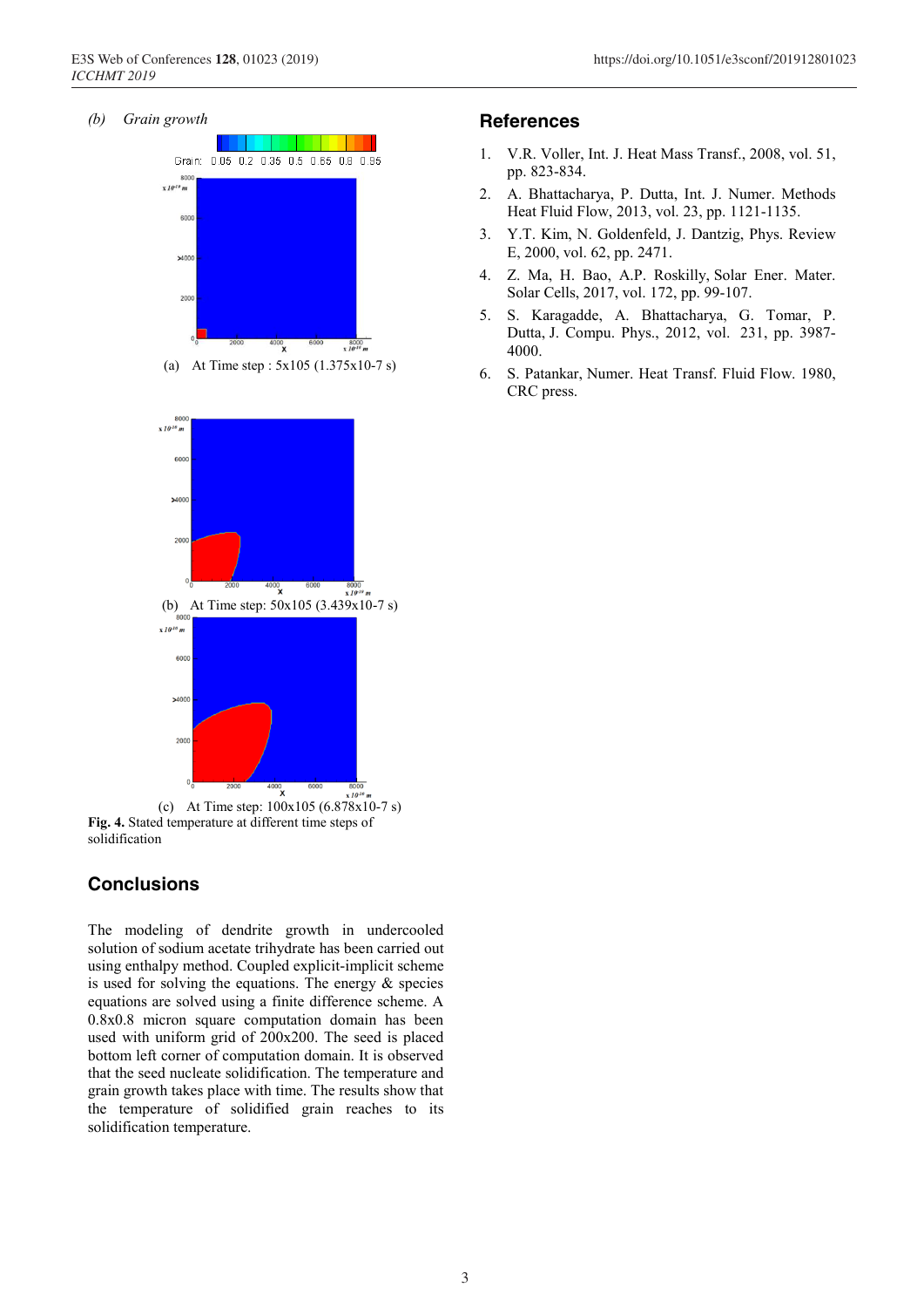*(b) Grain growth*

Grain: 0.05 0.2 0.35 0.5 0.65 0.8 0.95

8000
x $10^{-10}$ m
6000
y 4000
2000
0
0 2000 4000 6000 8000
x
x $10^{-10}$ m

(a) At Time step : 5x105 (1.375x10-7 s)

8000
x $10^{-10}$ m
6000
y 4000
2000
0
0 2000 4000 6000 8000
x
x $10^{-10}$ m

(b) At Time step: 50x105 (3.439x10-7 s)

8000
x $10^{-10}$ m
6000
y 4000
2000
0
0 2000 4000 6000 8000
x
x $10^{-10}$ m

(c) At Time step: 100x105 (6.878x10-7 s)

**Fig. 4.** Stated temperature at different time steps of solidification

## Conclusions

The modeling of dendrite growth in undercooled solution of sodium acetate trihydrate has been carried out using enthalpy method. Coupled explicit-implicit scheme is used for solving the equations. The energy & species equations are solved using a finite difference scheme. A 0.8x0.8 micron square computation domain has been used with uniform grid of 200x200. The seed is placed bottom left corner of computation domain. It is observed that the seed nucleate solidification. The temperature and grain growth takes place with time. The results show that the temperature of solidified grain reaches to its solidification temperature.

## References

1. V.R. Voller, Int. J. Heat Mass Transf., 2008, vol. 51, pp. 823-834.
2. A. Bhattacharya, P. Dutta, Int. J. Numer. Methods Heat Fluid Flow, 2013, vol. 23, pp. 1121-1135.
3. Y.T. Kim, N. Goldenfeld, J. Dantzig, Phys. Review E, 2000, vol. 62, pp. 2471.
4. Z. Ma, H. Bao, A.P. Roskilly, Solar Ener. Mater. Solar Cells, 2017, vol. 172, pp. 99-107.
5. S. Karagadde, A. Bhattacharya, G. Tomar, P. Dutta, J. Compu. Phys., 2012, vol. 231, pp. 3987-4000.
6. S. Patankar, Numer. Heat Transf. Fluid Flow. 1980, CRC press.